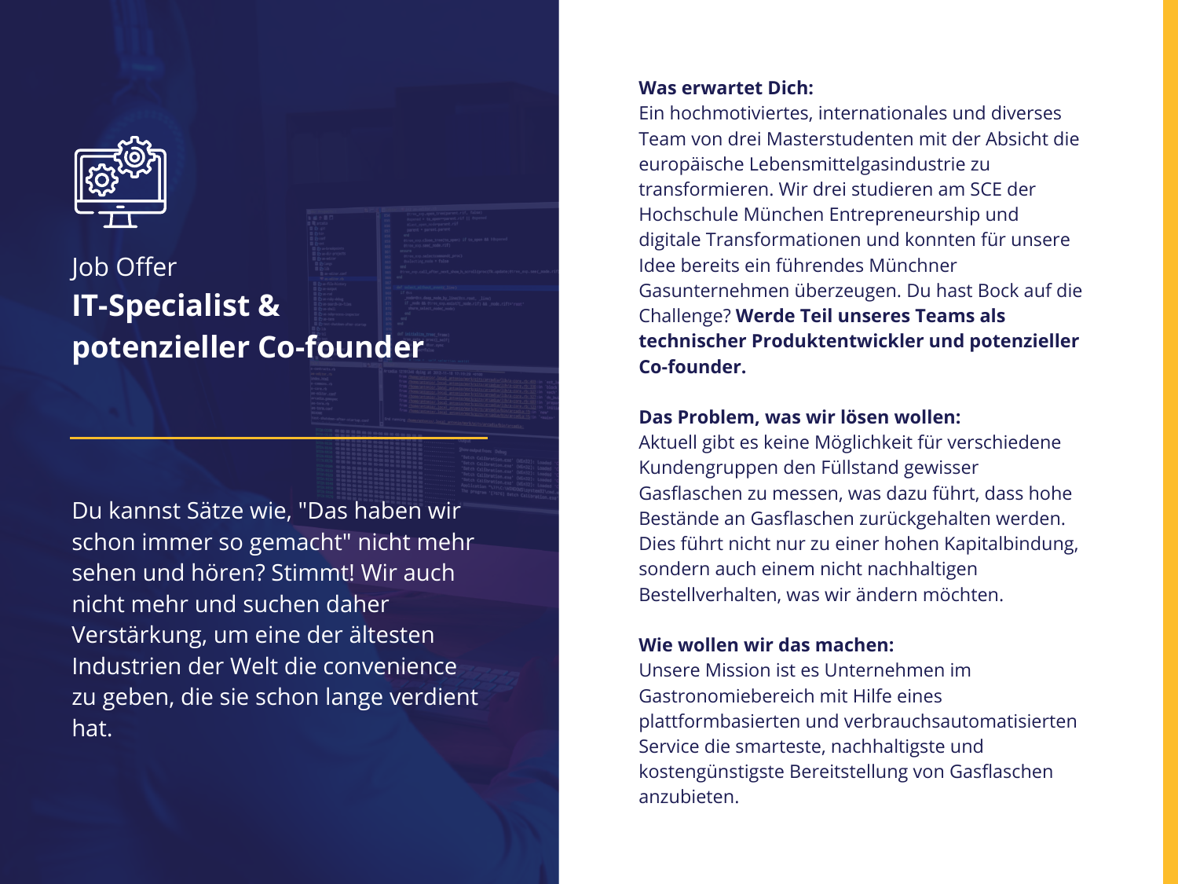Job Offer

# IT-Specialist & potenzieller Co-founder

Du kannst Sätze wie, "Das haben wir schon immer so gemacht" nicht mehr sehen und hören? Stimmt! Wir auch nicht mehr und suchen daher Verstärkung, um eine der ältesten Industrien der Welt die convenience zu geben, die sie schon lange verdient hat.

**Was erwartet Dich:**
Ein hochmotiviertes, internationales und diverses Team von drei Masterstudenten mit der Absicht die europäische Lebensmittelgasindustrie zu transformieren. Wir drei studieren am SCE der Hochschule München Entrepreneurship und digitale Transformationen und konnten für unsere Idee bereits ein führendes Münchner Gasunternehmen überzeugen. Du hast Bock auf die Challenge? **Werde Teil unseres Teams als technischer Produktentwickler und potenzieller Co-founder.**

**Das Problem, was wir lösen wollen:**
Aktuell gibt es keine Möglichkeit für verschiedene Kundengruppen den Füllstand gewisser Gasflaschen zu messen, was dazu führt, dass hohe Bestände an Gasflaschen zurückgehalten werden. Dies führt nicht nur zu einer hohen Kapitalbindung, sondern auch einem nicht nachhaltigen Bestellverhalten, was wir ändern möchten.

**Wie wollen wir das machen:**
Unsere Mission ist es Unternehmen im Gastronomiebereich mit Hilfe eines plattformbasierten und verbrauchsautomatisierten Service die smarteste, nachhaltigste und kostengünstigste Bereitstellung von Gasflaschen anzubieten.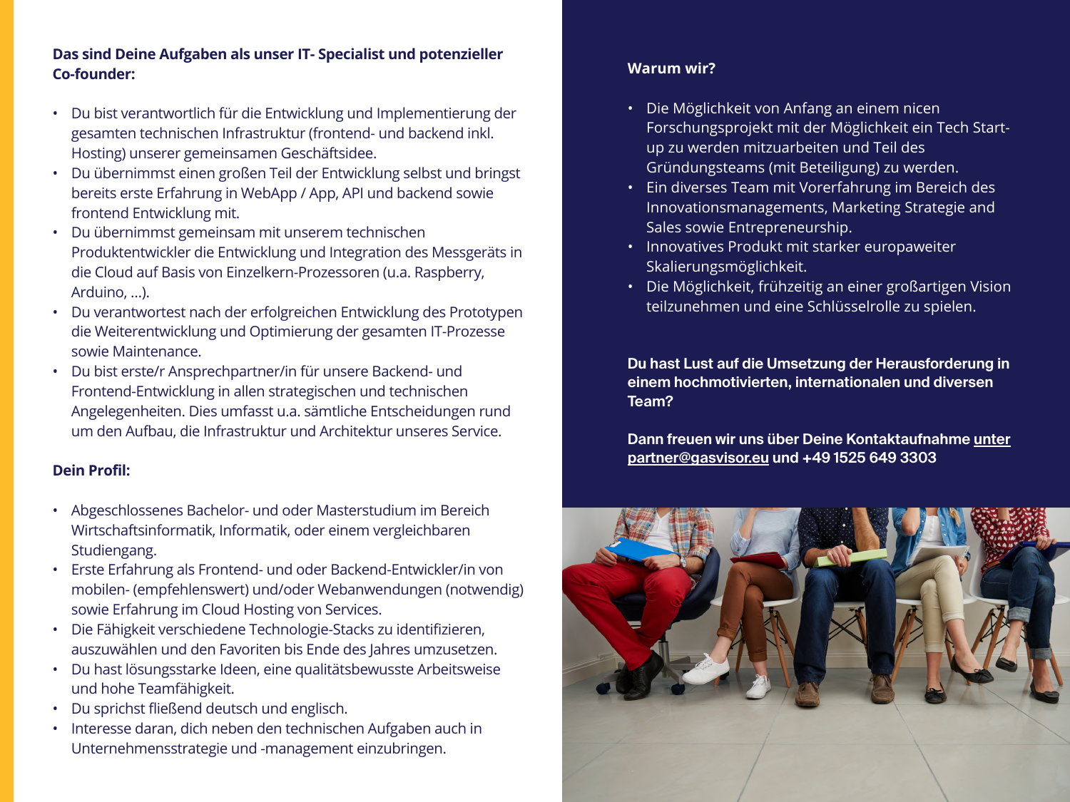**Das sind Deine Aufgaben als unser IT- Specialist und potenzieller Co-founder:**

- Du bist verantwortlich für die Entwicklung und Implementierung der gesamten technischen Infrastruktur (frontend- und backend inkl. Hosting) unserer gemeinsamen Geschäftsidee.
- Du übernimmst einen großen Teil der Entwicklung selbst und bringst bereits erste Erfahrung in WebApp / App, API und backend sowie frontend Entwicklung mit.
- Du übernimmst gemeinsam mit unserem technischen Produktentwickler die Entwicklung und Integration des Messgeräts in die Cloud auf Basis von Einzelkern-Prozessoren (u.a. Raspberry, Arduino, ...).
- Du verantwortest nach der erfolgreichen Entwicklung des Prototypen die Weiterentwicklung und Optimierung der gesamten IT-Prozesse sowie Maintenance.
- Du bist erste/r Ansprechpartner/in für unsere Backend- und Frontend-Entwicklung in allen strategischen und technischen Angelegenheiten. Dies umfasst u.a. sämtliche Entscheidungen rund um den Aufbau, die Infrastruktur und Architektur unseres Service.

**Dein Profil:**

- Abgeschlossenes Bachelor- und oder Masterstudium im Bereich Wirtschaftsinformatik, Informatik, oder einem vergleichbaren Studiengang.
- Erste Erfahrung als Frontend- und oder Backend-Entwickler/in von mobilen- (empfehlenswert) und/oder Webanwendungen (notwendig) sowie Erfahrung im Cloud Hosting von Services.
- Die Fähigkeit verschiedene Technologie-Stacks zu identifizieren, auszuwählen und den Favoriten bis Ende des Jahres umzusetzen.
- Du hast lösungsstarke Ideen, eine qualitätsbewusste Arbeitsweise und hohe Teamfähigkeit.
- Du sprichst fließend deutsch und englisch.
- Interesse daran, dich neben den technischen Aufgaben auch in Unternehmensstrategie und -management einzubringen.

**Warum wir?**

- Die Möglichkeit von Anfang an einem nicen Forschungsprojekt mit der Möglichkeit ein Tech Start-up zu werden mitzuarbeiten und Teil des Gründungsteams (mit Beteiligung) zu werden.
- Ein diverses Team mit Vorerfahrung im Bereich des Innovationsmanagements, Marketing Strategie and Sales sowie Entrepreneurship.
- Innovatives Produkt mit starker europaweiter Skalierungsmöglichkeit.
- Die Möglichkeit, frühzeitig an einer großartigen Vision teilzunehmen und eine Schlüsselrolle zu spielen.

**Du hast Lust auf die Umsetzung der Herausforderung in einem hochmotivierten, internationalen und diversen Team?**

**Dann freuen wir uns über Deine Kontaktaufnahme unter partner@gasvisor.eu und +49 1525 649 3303**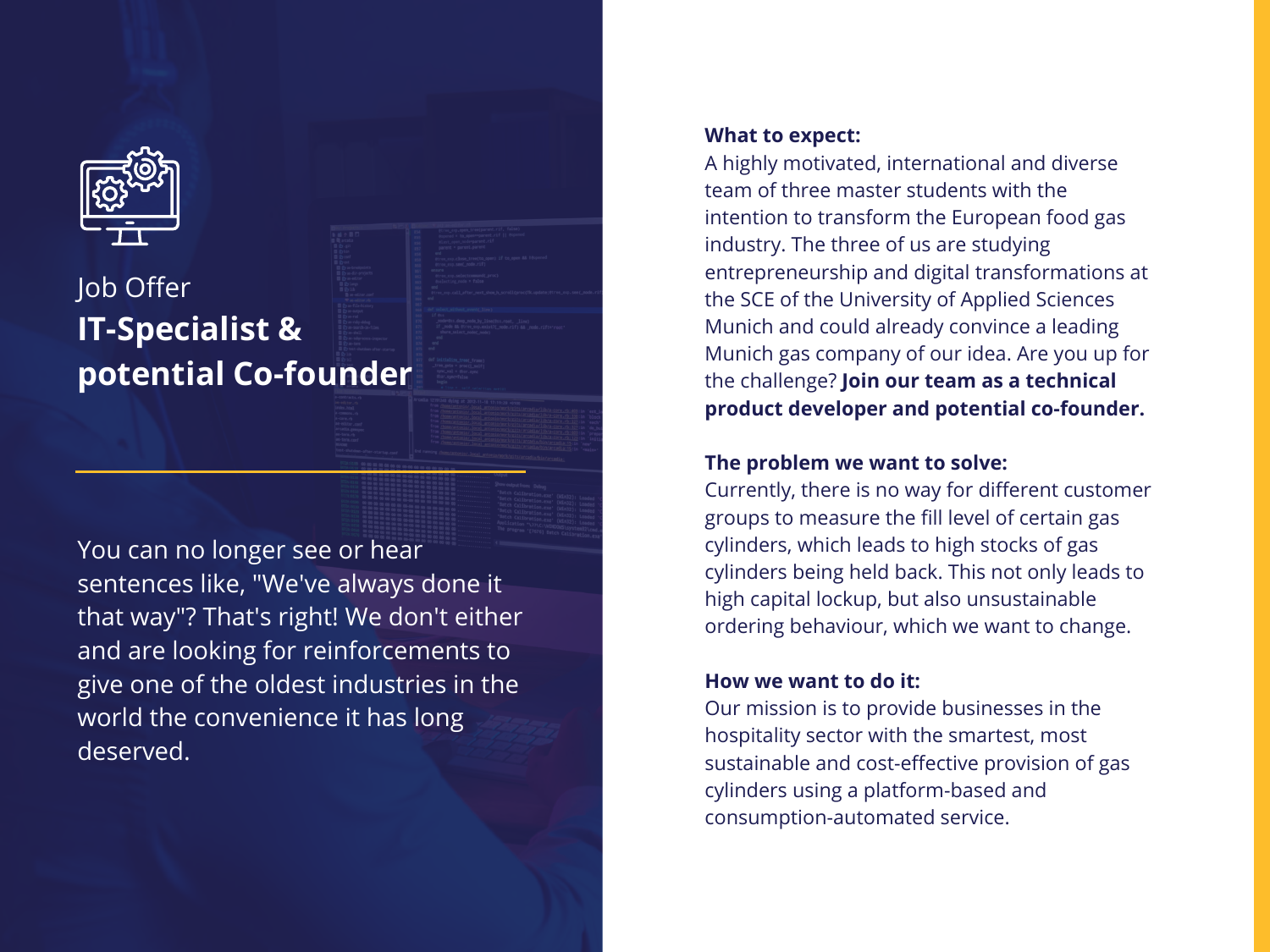Job Offer

# IT-Specialist & potential Co-founder

You can no longer see or hear sentences like, "We've always done it that way"? That's right! We don't either and are looking for reinforcements to give one of the oldest industries in the world the convenience it has long deserved.

**What to expect:**

A highly motivated, international and diverse team of three master students with the intention to transform the European food gas industry. The three of us are studying entrepreneurship and digital transformations at the SCE of the University of Applied Sciences Munich and could already convince a leading Munich gas company of our idea. Are you up for the challenge? **Join our team as a technical product developer and potential co-founder.**

**The problem we want to solve:**

Currently, there is no way for different customer groups to measure the fill level of certain gas cylinders, which leads to high stocks of gas cylinders being held back. This not only leads to high capital lockup, but also unsustainable ordering behaviour, which we want to change.

**How we want to do it:**

Our mission is to provide businesses in the hospitality sector with the smartest, most sustainable and cost-effective provision of gas cylinders using a platform-based and consumption-automated service.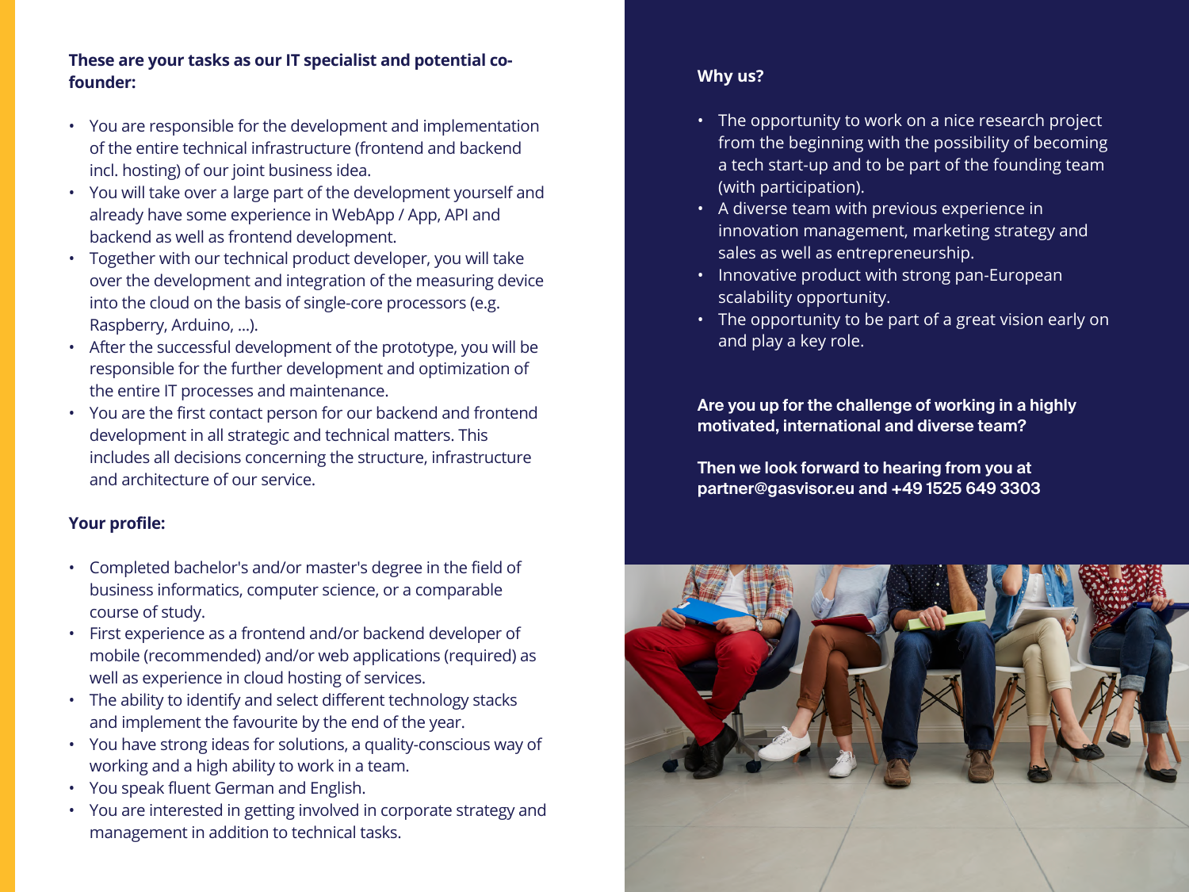**These are your tasks as our IT specialist and potential co-founder:**

- You are responsible for the development and implementation of the entire technical infrastructure (frontend and backend incl. hosting) of our joint business idea.
- You will take over a large part of the development yourself and already have some experience in WebApp / App, API and backend as well as frontend development.
- Together with our technical product developer, you will take over the development and integration of the measuring device into the cloud on the basis of single-core processors (e.g. Raspberry, Arduino, ...).
- After the successful development of the prototype, you will be responsible for the further development and optimization of the entire IT processes and maintenance.
- You are the first contact person for our backend and frontend development in all strategic and technical matters. This includes all decisions concerning the structure, infrastructure and architecture of our service.

**Your profile:**

- Completed bachelor's and/or master's degree in the field of business informatics, computer science, or a comparable course of study.
- First experience as a frontend and/or backend developer of mobile (recommended) and/or web applications (required) as well as experience in cloud hosting of services.
- The ability to identify and select different technology stacks and implement the favourite by the end of the year.
- You have strong ideas for solutions, a quality-conscious way of working and a high ability to work in a team.
- You speak fluent German and English.
- You are interested in getting involved in corporate strategy and management in addition to technical tasks.

**Why us?**

- The opportunity to work on a nice research project from the beginning with the possibility of becoming a tech start-up and to be part of the founding team (with participation).
- A diverse team with previous experience in innovation management, marketing strategy and sales as well as entrepreneurship.
- Innovative product with strong pan-European scalability opportunity.
- The opportunity to be part of a great vision early on and play a key role.

**Are you up for the challenge of working in a highly motivated, international and diverse team?**

**Then we look forward to hearing from you at partner@gasvisor.eu and +49 1525 649 3303**